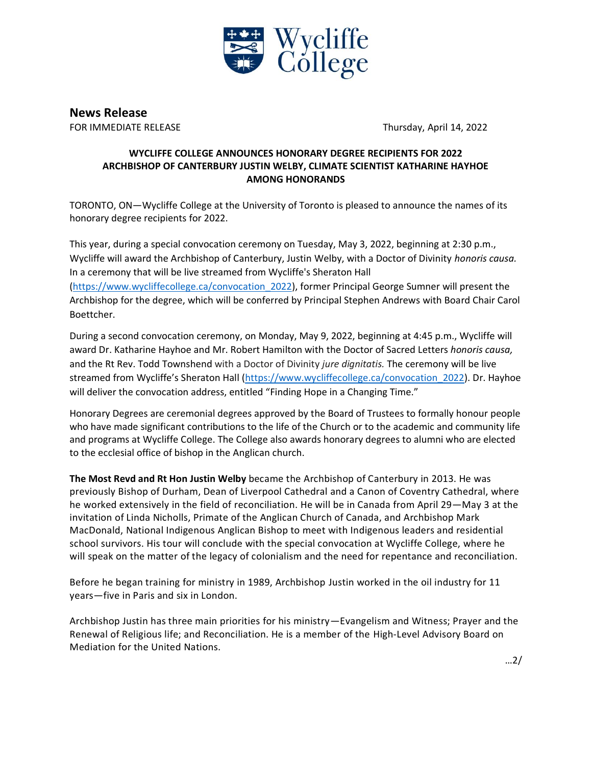Wycliffe College

# News Release

FOR IMMEDIATE RELEASE

Thursday, April 14, 2022

**WYCLIFFE COLLEGE ANNOUNCES HONORARY DEGREE RECIPIENTS FOR 2022
ARCHBISHOP OF CANTERBURY JUSTIN WELBY, CLIMATE SCIENTIST KATHARINE HAYHOE AMONG HONORANDS**

TORONTO, ON—Wycliffe College at the University of Toronto is pleased to announce the names of its honorary degree recipients for 2022.

This year, during a special convocation ceremony on Tuesday, May 3, 2022, beginning at 2:30 p.m., Wycliffe will award the Archbishop of Canterbury, Justin Welby, with a Doctor of Divinity *honoris causa.* In a ceremony that will be live streamed from Wycliffe's Sheraton Hall (https://www.wycliffecollege.ca/convocation_2022), former Principal George Sumner will present the Archbishop for the degree, which will be conferred by Principal Stephen Andrews with Board Chair Carol Boettcher.

During a second convocation ceremony, on Monday, May 9, 2022, beginning at 4:45 p.m., Wycliffe will award Dr. Katharine Hayhoe and Mr. Robert Hamilton with the Doctor of Sacred Letters *honoris causa,* and the Rt Rev. Todd Townshend with a Doctor of Divinity *jure dignitatis.* The ceremony will be live streamed from Wycliffe's Sheraton Hall (https://www.wycliffecollege.ca/convocation_2022). Dr. Hayhoe will deliver the convocation address, entitled "Finding Hope in a Changing Time."

Honorary Degrees are ceremonial degrees approved by the Board of Trustees to formally honour people who have made significant contributions to the life of the Church or to the academic and community life and programs at Wycliffe College. The College also awards honorary degrees to alumni who are elected to the ecclesial office of bishop in the Anglican church.

**The Most Revd and Rt Hon Justin Welby** became the Archbishop of Canterbury in 2013. He was previously Bishop of Durham, Dean of Liverpool Cathedral and a Canon of Coventry Cathedral, where he worked extensively in the field of reconciliation. He will be in Canada from April 29—May 3 at the invitation of Linda Nicholls, Primate of the Anglican Church of Canada, and Archbishop Mark MacDonald, National Indigenous Anglican Bishop to meet with Indigenous leaders and residential school survivors. His tour will conclude with the special convocation at Wycliffe College, where he will speak on the matter of the legacy of colonialism and the need for repentance and reconciliation.

Before he began training for ministry in 1989, Archbishop Justin worked in the oil industry for 11 years—five in Paris and six in London.

Archbishop Justin has three main priorities for his ministry—Evangelism and Witness; Prayer and the Renewal of Religious life; and Reconciliation. He is a member of the High-Level Advisory Board on Mediation for the United Nations.

…2/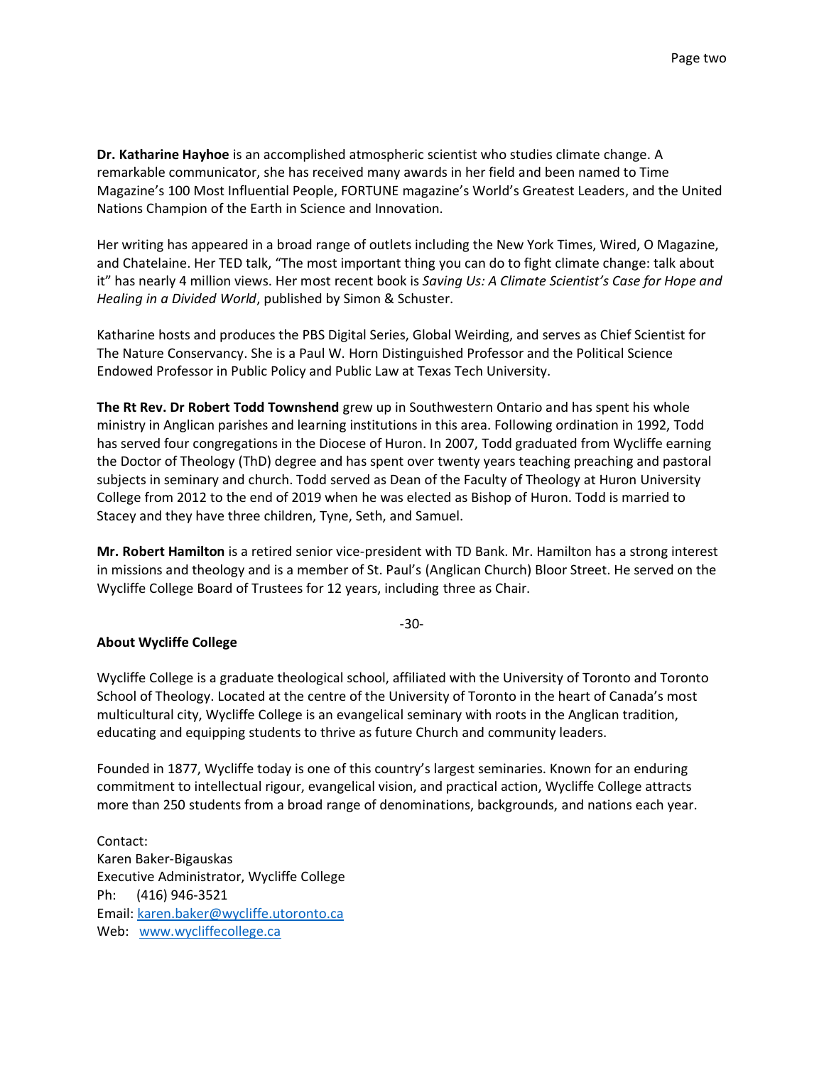**Dr. Katharine Hayhoe** is an accomplished atmospheric scientist who studies climate change. A remarkable communicator, she has received many awards in her field and been named to Time Magazine's 100 Most Influential People, FORTUNE magazine's World's Greatest Leaders, and the United Nations Champion of the Earth in Science and Innovation.

Her writing has appeared in a broad range of outlets including the New York Times, Wired, O Magazine, and Chatelaine. Her TED talk, "The most important thing you can do to fight climate change: talk about it" has nearly 4 million views. Her most recent book is *Saving Us: A Climate Scientist's Case for Hope and Healing in a Divided World*, published by Simon & Schuster.

Katharine hosts and produces the PBS Digital Series, Global Weirding, and serves as Chief Scientist for The Nature Conservancy. She is a Paul W. Horn Distinguished Professor and the Political Science Endowed Professor in Public Policy and Public Law at Texas Tech University.

**The Rt Rev. Dr Robert Todd Townshend** grew up in Southwestern Ontario and has spent his whole ministry in Anglican parishes and learning institutions in this area. Following ordination in 1992, Todd has served four congregations in the Diocese of Huron. In 2007, Todd graduated from Wycliffe earning the Doctor of Theology (ThD) degree and has spent over twenty years teaching preaching and pastoral subjects in seminary and church. Todd served as Dean of the Faculty of Theology at Huron University College from 2012 to the end of 2019 when he was elected as Bishop of Huron. Todd is married to Stacey and they have three children, Tyne, Seth, and Samuel.

**Mr. Robert Hamilton** is a retired senior vice-president with TD Bank. Mr. Hamilton has a strong interest in missions and theology and is a member of St. Paul's (Anglican Church) Bloor Street. He served on the Wycliffe College Board of Trustees for 12 years, including three as Chair.

-30-

**About Wycliffe College**

Wycliffe College is a graduate theological school, affiliated with the University of Toronto and Toronto School of Theology. Located at the centre of the University of Toronto in the heart of Canada's most multicultural city, Wycliffe College is an evangelical seminary with roots in the Anglican tradition, educating and equipping students to thrive as future Church and community leaders.

Founded in 1877, Wycliffe today is one of this country's largest seminaries. Known for an enduring commitment to intellectual rigour, evangelical vision, and practical action, Wycliffe College attracts more than 250 students from a broad range of denominations, backgrounds, and nations each year.

Contact:
Karen Baker-Bigauskas
Executive Administrator, Wycliffe College
Ph: (416) 946-3521
Email: karen.baker@wycliffe.utoronto.ca
Web: www.wycliffecollege.ca